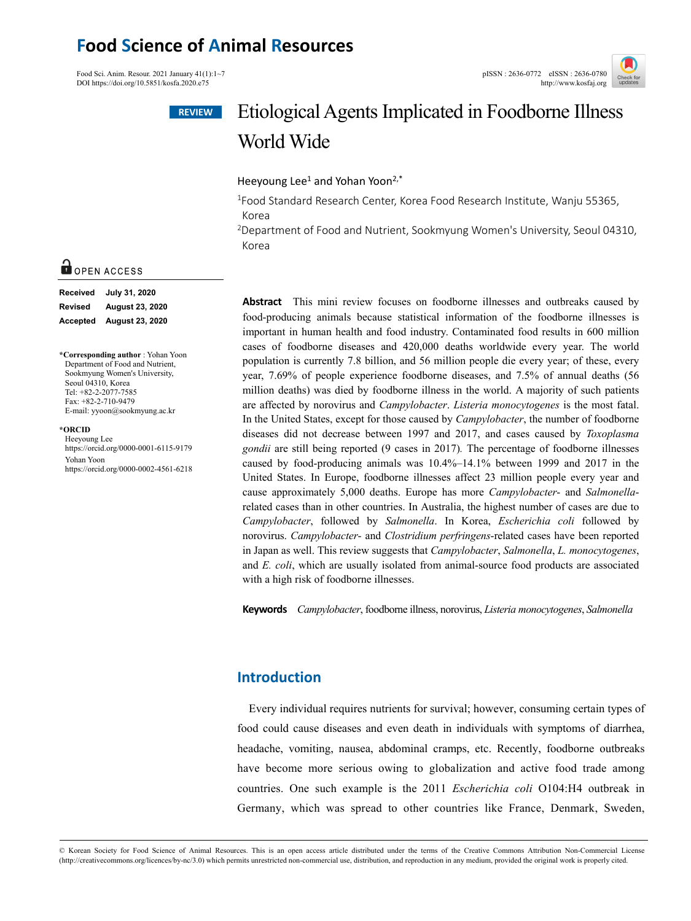**REVIEW**

# Etiological Agents Implicated in Foodborne Illness World Wide

Heeyoung Lee[1] and Yohan Yoon[2,*]

[1]Food Standard Research Center, Korea Food Research Institute, Wanju 55365, Korea

[2]Department of Food and Nutrient, Sookmyung Women's University, Seoul 04310, Korea

OPEN ACCESS

**Received** July 31, 2020
**Revised** August 23, 2020
**Accepted** August 23, 2020

***Corresponding author** : Yohan Yoon
Department of Food and Nutrient, Sookmyung Women's University, Seoul 04310, Korea
Tel: +82-2-2077-7585
Fax: +82-2-710-9479
E-mail: yyoon@sookmyung.ac.kr

***ORCID**
Heeyoung Lee
https://orcid.org/0000-0001-6115-9179
Yohan Yoon
https://orcid.org/0000-0002-4561-6218

**Abstract** This mini review focuses on foodborne illnesses and outbreaks caused by food-producing animals because statistical information of the foodborne illnesses is important in human health and food industry. Contaminated food results in 600 million cases of foodborne diseases and 420,000 deaths worldwide every year. The world population is currently 7.8 billion, and 56 million people die every year; of these, every year, 7.69% of people experience foodborne diseases, and 7.5% of annual deaths (56 million deaths) was died by foodborne illness in the world. A majority of such patients are affected by norovirus and *Campylobacter*. *Listeria monocytogenes* is the most fatal. In the United States, except for those caused by *Campylobacter*, the number of foodborne diseases did not decrease between 1997 and 2017, and cases caused by *Toxoplasma gondii* are still being reported (9 cases in 2017). The percentage of foodborne illnesses caused by food-producing animals was 10.4%–14.1% between 1999 and 2017 in the United States. In Europe, foodborne illnesses affect 23 million people every year and cause approximately 5,000 deaths. Europe has more *Campylobacter*- and *Salmonella*-related cases than in other countries. In Australia, the highest number of cases are due to *Campylobacter*, followed by *Salmonella*. In Korea, *Escherichia coli* followed by norovirus. *Campylobacter*- and *Clostridium perfringens*-related cases have been reported in Japan as well. This review suggests that *Campylobacter*, *Salmonella*, *L. monocytogenes*, and *E. coli*, which are usually isolated from animal-source food products are associated with a high risk of foodborne illnesses.

**Keywords** *Campylobacter*, foodborne illness, norovirus, *Listeria monocytogenes*, *Salmonella*

## Introduction

Every individual requires nutrients for survival; however, consuming certain types of food could cause diseases and even death in individuals with symptoms of diarrhea, headache, vomiting, nausea, abdominal cramps, etc. Recently, foodborne outbreaks have become more serious owing to globalization and active food trade among countries. One such example is the 2011 *Escherichia coli* O104:H4 outbreak in Germany, which was spread to other countries like France, Denmark, Sweden,

© Korean Society for Food Science of Animal Resources. This is an open access article distributed under the terms of the Creative Commons Attribution Non-Commercial License (http://creativecommons.org/licences/by-nc/3.0) which permits unrestricted non-commercial use, distribution, and reproduction in any medium, provided the original work is properly cited.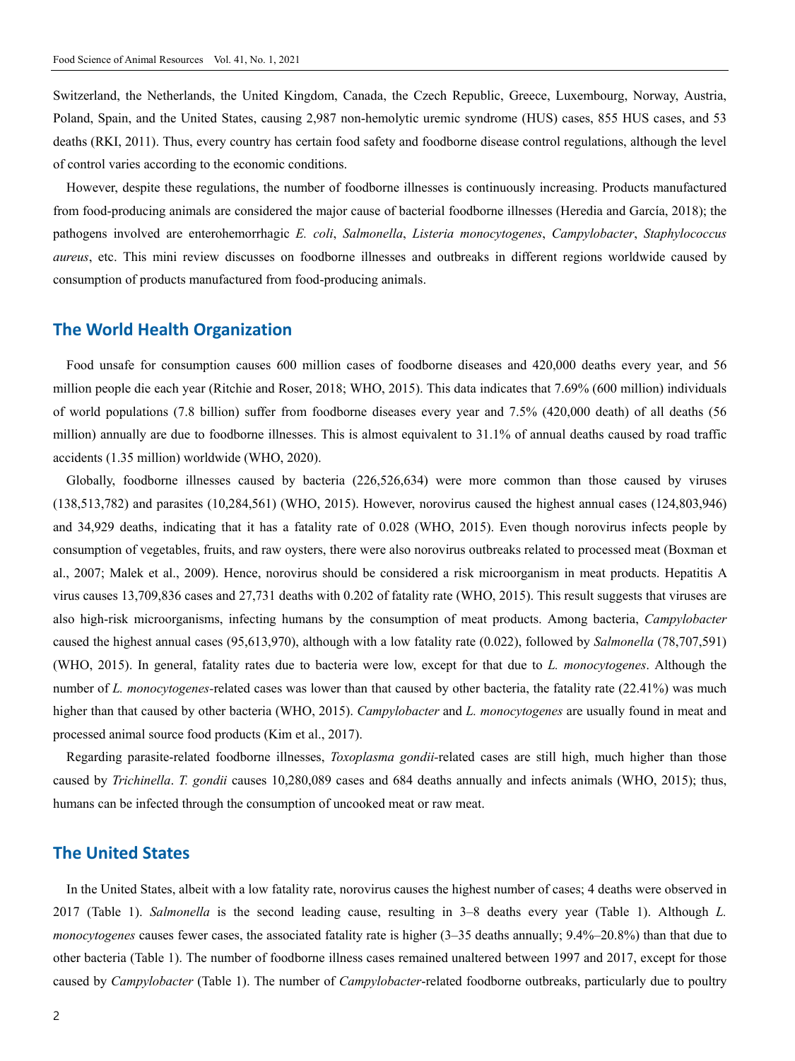Switzerland, the Netherlands, the United Kingdom, Canada, the Czech Republic, Greece, Luxembourg, Norway, Austria, Poland, Spain, and the United States, causing 2,987 non-hemolytic uremic syndrome (HUS) cases, 855 HUS cases, and 53 deaths (RKI, 2011). Thus, every country has certain food safety and foodborne disease control regulations, although the level of control varies according to the economic conditions.

However, despite these regulations, the number of foodborne illnesses is continuously increasing. Products manufactured from food-producing animals are considered the major cause of bacterial foodborne illnesses (Heredia and García, 2018); the pathogens involved are enterohemorrhagic *E. coli*, *Salmonella*, *Listeria monocytogenes*, *Campylobacter*, *Staphylococcus aureus*, etc. This mini review discusses on foodborne illnesses and outbreaks in different regions worldwide caused by consumption of products manufactured from food-producing animals.

## The World Health Organization

Food unsafe for consumption causes 600 million cases of foodborne diseases and 420,000 deaths every year, and 56 million people die each year (Ritchie and Roser, 2018; WHO, 2015). This data indicates that 7.69% (600 million) individuals of world populations (7.8 billion) suffer from foodborne diseases every year and 7.5% (420,000 death) of all deaths (56 million) annually are due to foodborne illnesses. This is almost equivalent to 31.1% of annual deaths caused by road traffic accidents (1.35 million) worldwide (WHO, 2020).

Globally, foodborne illnesses caused by bacteria (226,526,634) were more common than those caused by viruses (138,513,782) and parasites (10,284,561) (WHO, 2015). However, norovirus caused the highest annual cases (124,803,946) and 34,929 deaths, indicating that it has a fatality rate of 0.028 (WHO, 2015). Even though norovirus infects people by consumption of vegetables, fruits, and raw oysters, there were also norovirus outbreaks related to processed meat (Boxman et al., 2007; Malek et al., 2009). Hence, norovirus should be considered a risk microorganism in meat products. Hepatitis A virus causes 13,709,836 cases and 27,731 deaths with 0.202 of fatality rate (WHO, 2015). This result suggests that viruses are also high-risk microorganisms, infecting humans by the consumption of meat products. Among bacteria, *Campylobacter* caused the highest annual cases (95,613,970), although with a low fatality rate (0.022), followed by *Salmonella* (78,707,591) (WHO, 2015). In general, fatality rates due to bacteria were low, except for that due to *L. monocytogenes*. Although the number of *L. monocytogenes*-related cases was lower than that caused by other bacteria, the fatality rate (22.41%) was much higher than that caused by other bacteria (WHO, 2015). *Campylobacter* and *L. monocytogenes* are usually found in meat and processed animal source food products (Kim et al., 2017).

Regarding parasite-related foodborne illnesses, *Toxoplasma gondii*-related cases are still high, much higher than those caused by *Trichinella*. *T. gondii* causes 10,280,089 cases and 684 deaths annually and infects animals (WHO, 2015); thus, humans can be infected through the consumption of uncooked meat or raw meat.

## The United States

In the United States, albeit with a low fatality rate, norovirus causes the highest number of cases; 4 deaths were observed in 2017 (Table 1). *Salmonella* is the second leading cause, resulting in 3–8 deaths every year (Table 1). Although *L. monocytogenes* causes fewer cases, the associated fatality rate is higher (3–35 deaths annually; 9.4%–20.8%) than that due to other bacteria (Table 1). The number of foodborne illness cases remained unaltered between 1997 and 2017, except for those caused by *Campylobacter* (Table 1). The number of *Campylobacter*-related foodborne outbreaks, particularly due to poultry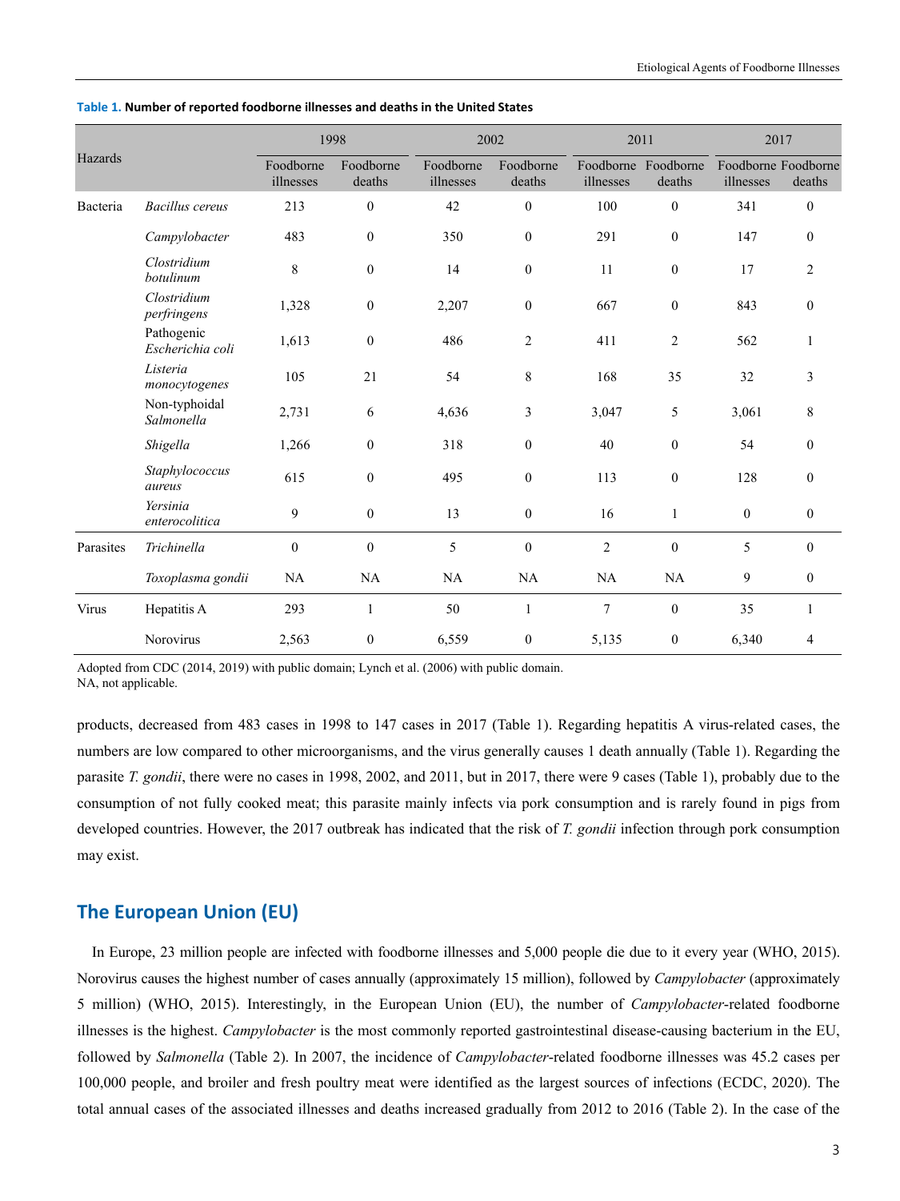**Table 1. Number of reported foodborne illnesses and deaths in the United States**

| Hazards | | 1998 | | 2002 | | 2011 | | 2017 | |
|---|---|---|---|---|---|---|---|---|---|
| | | Foodborne illnesses | Foodborne deaths | Foodborne illnesses | Foodborne deaths | Foodborne illnesses | Foodborne deaths | Foodborne illnesses | Foodborne deaths |
| Bacteria | *Bacillus cereus* | 213 | 0 | 42 | 0 | 100 | 0 | 341 | 0 |
| | *Campylobacter* | 483 | 0 | 350 | 0 | 291 | 0 | 147 | 0 |
| | *Clostridium botulinum* | 8 | 0 | 14 | 0 | 11 | 0 | 17 | 2 |
| | *Clostridium perfringens* | 1,328 | 0 | 2,207 | 0 | 667 | 0 | 843 | 0 |
| | Pathogenic *Escherichia coli* | 1,613 | 0 | 486 | 2 | 411 | 2 | 562 | 1 |
| | *Listeria monocytogenes* | 105 | 21 | 54 | 8 | 168 | 35 | 32 | 3 |
| | Non-typhoidal *Salmonella* | 2,731 | 6 | 4,636 | 3 | 3,047 | 5 | 3,061 | 8 |
| | *Shigella* | 1,266 | 0 | 318 | 0 | 40 | 0 | 54 | 0 |
| | *Staphylococcus aureus* | 615 | 0 | 495 | 0 | 113 | 0 | 128 | 0 |
| | *Yersinia enterocolitica* | 9 | 0 | 13 | 0 | 16 | 1 | 0 | 0 |
| Parasites | *Trichinella* | 0 | 0 | 5 | 0 | 2 | 0 | 5 | 0 |
| | *Toxoplasma gondii* | NA | NA | NA | NA | NA | NA | 9 | 0 |
| Virus | Hepatitis A | 293 | 1 | 50 | 1 | 7 | 0 | 35 | 1 |
| | Norovirus | 2,563 | 0 | 6,559 | 0 | 5,135 | 0 | 6,340 | 4 |

Adopted from CDC (2014, 2019) with public domain; Lynch et al. (2006) with public domain.
NA, not applicable.

products, decreased from 483 cases in 1998 to 147 cases in 2017 (Table 1). Regarding hepatitis A virus-related cases, the numbers are low compared to other microorganisms, and the virus generally causes 1 death annually (Table 1). Regarding the parasite *T. gondii*, there were no cases in 1998, 2002, and 2011, but in 2017, there were 9 cases (Table 1), probably due to the consumption of not fully cooked meat; this parasite mainly infects via pork consumption and is rarely found in pigs from developed countries. However, the 2017 outbreak has indicated that the risk of *T. gondii* infection through pork consumption may exist.

## The European Union (EU)

In Europe, 23 million people are infected with foodborne illnesses and 5,000 people die due to it every year (WHO, 2015). Norovirus causes the highest number of cases annually (approximately 15 million), followed by *Campylobacter* (approximately 5 million) (WHO, 2015). Interestingly, in the European Union (EU), the number of *Campylobacter*-related foodborne illnesses is the highest. *Campylobacter* is the most commonly reported gastrointestinal disease-causing bacterium in the EU, followed by *Salmonella* (Table 2). In 2007, the incidence of *Campylobacter*-related foodborne illnesses was 45.2 cases per 100,000 people, and broiler and fresh poultry meat were identified as the largest sources of infections (ECDC, 2020). The total annual cases of the associated illnesses and deaths increased gradually from 2012 to 2016 (Table 2). In the case of the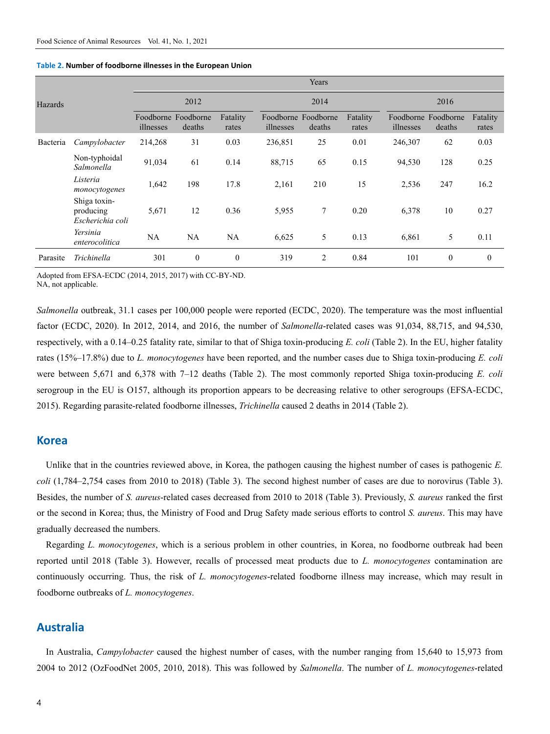**Table 2. Number of foodborne illnesses in the European Union**

| Hazards | | Years | | | | | | | | |
|---|---|---|---|---|---|---|---|---|---|---|
| | | 2012 | | | 2014 | | | 2016 | | |
| | | Foodborne illnesses | Foodborne deaths | Fatality rates | Foodborne illnesses | Foodborne deaths | Fatality rates | Foodborne illnesses | Foodborne deaths | Fatality rates |
| Bacteria | *Campylobacter* | 214,268 | 31 | 0.03 | 236,851 | 25 | 0.01 | 246,307 | 62 | 0.03 |
| | Non-typhoidal *Salmonella* | 91,034 | 61 | 0.14 | 88,715 | 65 | 0.15 | 94,530 | 128 | 0.25 |
| | *Listeria monocytogenes* | 1,642 | 198 | 17.8 | 2,161 | 210 | 15 | 2,536 | 247 | 16.2 |
| | Shiga toxin-producing *Escherichia coli* | 5,671 | 12 | 0.36 | 5,955 | 7 | 0.20 | 6,378 | 10 | 0.27 |
| | *Yersinia enterocolitica* | NA | NA | NA | 6,625 | 5 | 0.13 | 6,861 | 5 | 0.11 |
| Parasite | *Trichinella* | 301 | 0 | 0 | 319 | 2 | 0.84 | 101 | 0 | 0 |

Adopted from EFSA-ECDC (2014, 2015, 2017) with CC-BY-ND.
NA, not applicable.

*Salmonella* outbreak, 31.1 cases per 100,000 people were reported (ECDC, 2020). The temperature was the most influential factor (ECDC, 2020). In 2012, 2014, and 2016, the number of *Salmonella*-related cases was 91,034, 88,715, and 94,530, respectively, with a 0.14–0.25 fatality rate, similar to that of Shiga toxin-producing *E. coli* (Table 2). In the EU, higher fatality rates (15%–17.8%) due to *L. monocytogenes* have been reported, and the number cases due to Shiga toxin-producing *E. coli* were between 5,671 and 6,378 with 7–12 deaths (Table 2). The most commonly reported Shiga toxin-producing *E. coli* serogroup in the EU is O157, although its proportion appears to be decreasing relative to other serogroups (EFSA-ECDC, 2015). Regarding parasite-related foodborne illnesses, *Trichinella* caused 2 deaths in 2014 (Table 2).

## Korea

Unlike that in the countries reviewed above, in Korea, the pathogen causing the highest number of cases is pathogenic *E. coli* (1,784–2,754 cases from 2010 to 2018) (Table 3). The second highest number of cases are due to norovirus (Table 3). Besides, the number of *S. aureus*-related cases decreased from 2010 to 2018 (Table 3). Previously, *S. aureus* ranked the first or the second in Korea; thus, the Ministry of Food and Drug Safety made serious efforts to control *S. aureus*. This may have gradually decreased the numbers.

Regarding *L. monocytogenes*, which is a serious problem in other countries, in Korea, no foodborne outbreak had been reported until 2018 (Table 3). However, recalls of processed meat products due to *L. monocytogenes* contamination are continuously occurring. Thus, the risk of *L. monocytogenes*-related foodborne illness may increase, which may result in foodborne outbreaks of *L. monocytogenes*.

## Australia

In Australia, *Campylobacter* caused the highest number of cases, with the number ranging from 15,640 to 15,973 from 2004 to 2012 (OzFoodNet 2005, 2010, 2018). This was followed by *Salmonella*. The number of *L. monocytogenes*-related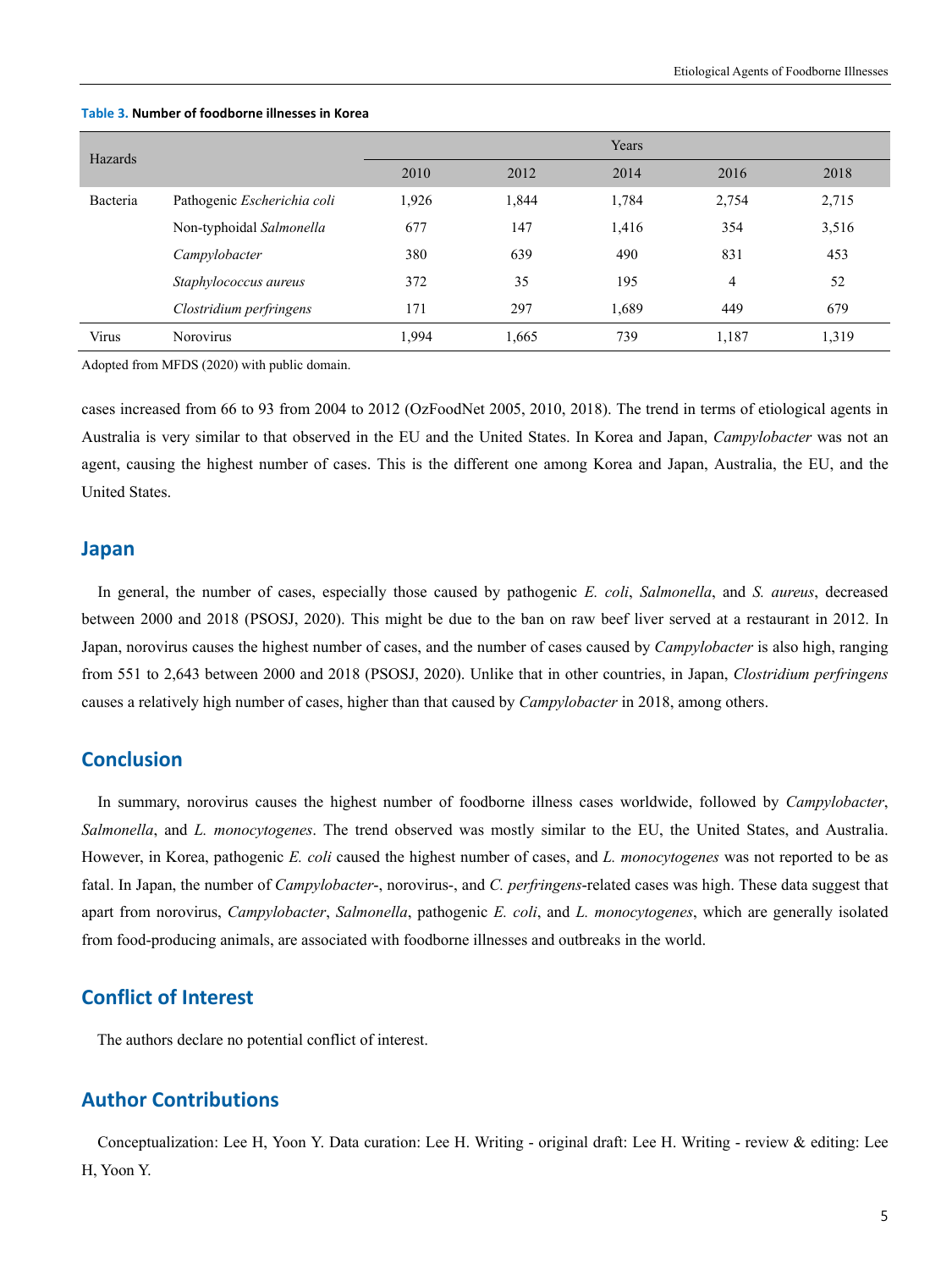**Table 3. Number of foodborne illnesses in Korea**

| Hazards | | Years | | | | |
|---|---|---|---|---|---|---|
| | | 2010 | 2012 | 2014 | 2016 | 2018 |
| Bacteria | Pathogenic *Escherichia coli* | 1,926 | 1,844 | 1,784 | 2,754 | 2,715 |
| | Non-typhoidal *Salmonella* | 677 | 147 | 1,416 | 354 | 3,516 |
| | *Campylobacter* | 380 | 639 | 490 | 831 | 453 |
| | *Staphylococcus aureus* | 372 | 35 | 195 | 4 | 52 |
| | *Clostridium perfringens* | 171 | 297 | 1,689 | 449 | 679 |
| Virus | Norovirus | 1,994 | 1,665 | 739 | 1,187 | 1,319 |

Adopted from MFDS (2020) with public domain.

cases increased from 66 to 93 from 2004 to 2012 (OzFoodNet 2005, 2010, 2018). The trend in terms of etiological agents in Australia is very similar to that observed in the EU and the United States. In Korea and Japan, *Campylobacter* was not an agent, causing the highest number of cases. This is the different one among Korea and Japan, Australia, the EU, and the United States.

## Japan

In general, the number of cases, especially those caused by pathogenic *E. coli*, *Salmonella*, and *S. aureus*, decreased between 2000 and 2018 (PSOSJ, 2020). This might be due to the ban on raw beef liver served at a restaurant in 2012. In Japan, norovirus causes the highest number of cases, and the number of cases caused by *Campylobacter* is also high, ranging from 551 to 2,643 between 2000 and 2018 (PSOSJ, 2020). Unlike that in other countries, in Japan, *Clostridium perfringens* causes a relatively high number of cases, higher than that caused by *Campylobacter* in 2018, among others.

## Conclusion

In summary, norovirus causes the highest number of foodborne illness cases worldwide, followed by *Campylobacter*, *Salmonella*, and *L. monocytogenes*. The trend observed was mostly similar to the EU, the United States, and Australia. However, in Korea, pathogenic *E. coli* caused the highest number of cases, and *L. monocytogenes* was not reported to be as fatal. In Japan, the number of *Campylobacter*-, norovirus-, and *C. perfringens*-related cases was high. These data suggest that apart from norovirus, *Campylobacter*, *Salmonella*, pathogenic *E. coli*, and *L. monocytogenes*, which are generally isolated from food-producing animals, are associated with foodborne illnesses and outbreaks in the world.

## Conflict of Interest

The authors declare no potential conflict of interest.

## Author Contributions

Conceptualization: Lee H, Yoon Y. Data curation: Lee H. Writing - original draft: Lee H. Writing - review & editing: Lee H, Yoon Y.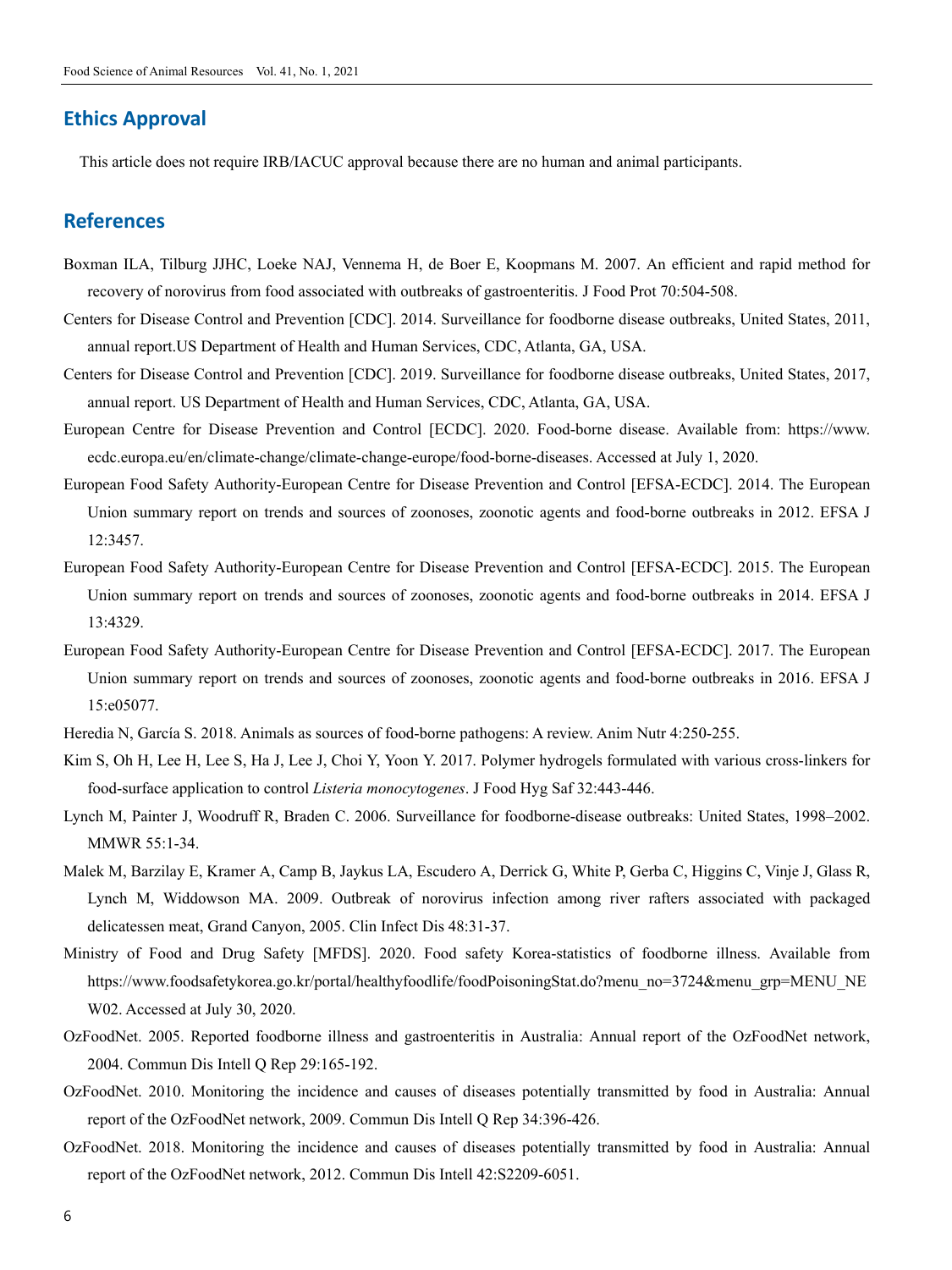## Ethics Approval

This article does not require IRB/IACUC approval because there are no human and animal participants.

## References

Boxman ILA, Tilburg JJHC, Loeke NAJ, Vennema H, de Boer E, Koopmans M. 2007. An efficient and rapid method for recovery of norovirus from food associated with outbreaks of gastroenteritis. J Food Prot 70:504-508.

Centers for Disease Control and Prevention [CDC]. 2014. Surveillance for foodborne disease outbreaks, United States, 2011, annual report.US Department of Health and Human Services, CDC, Atlanta, GA, USA.

Centers for Disease Control and Prevention [CDC]. 2019. Surveillance for foodborne disease outbreaks, United States, 2017, annual report. US Department of Health and Human Services, CDC, Atlanta, GA, USA.

European Centre for Disease Prevention and Control [ECDC]. 2020. Food-borne disease. Available from: https://www.ecdc.europa.eu/en/climate-change/climate-change-europe/food-borne-diseases. Accessed at July 1, 2020.

European Food Safety Authority-European Centre for Disease Prevention and Control [EFSA-ECDC]. 2014. The European Union summary report on trends and sources of zoonoses, zoonotic agents and food-borne outbreaks in 2012. EFSA J 12:3457.

European Food Safety Authority-European Centre for Disease Prevention and Control [EFSA-ECDC]. 2015. The European Union summary report on trends and sources of zoonoses, zoonotic agents and food-borne outbreaks in 2014. EFSA J 13:4329.

European Food Safety Authority-European Centre for Disease Prevention and Control [EFSA-ECDC]. 2017. The European Union summary report on trends and sources of zoonoses, zoonotic agents and food-borne outbreaks in 2016. EFSA J 15:e05077.

Heredia N, García S. 2018. Animals as sources of food-borne pathogens: A review. Anim Nutr 4:250-255.

Kim S, Oh H, Lee H, Lee S, Ha J, Lee J, Choi Y, Yoon Y. 2017. Polymer hydrogels formulated with various cross-linkers for food-surface application to control *Listeria monocytogenes*. J Food Hyg Saf 32:443-446.

Lynch M, Painter J, Woodruff R, Braden C. 2006. Surveillance for foodborne-disease outbreaks: United States, 1998–2002. MMWR 55:1-34.

Malek M, Barzilay E, Kramer A, Camp B, Jaykus LA, Escudero A, Derrick G, White P, Gerba C, Higgins C, Vinje J, Glass R, Lynch M, Widdowson MA. 2009. Outbreak of norovirus infection among river rafters associated with packaged delicatessen meat, Grand Canyon, 2005. Clin Infect Dis 48:31-37.

Ministry of Food and Drug Safety [MFDS]. 2020. Food safety Korea-statistics of foodborne illness. Available from https://www.foodsafetykorea.go.kr/portal/healthyfoodlife/foodPoisoningStat.do?menu_no=3724&menu_grp=MENU_NEW02. Accessed at July 30, 2020.

OzFoodNet. 2005. Reported foodborne illness and gastroenteritis in Australia: Annual report of the OzFoodNet network, 2004. Commun Dis Intell Q Rep 29:165-192.

OzFoodNet. 2010. Monitoring the incidence and causes of diseases potentially transmitted by food in Australia: Annual report of the OzFoodNet network, 2009. Commun Dis Intell Q Rep 34:396-426.

OzFoodNet. 2018. Monitoring the incidence and causes of diseases potentially transmitted by food in Australia: Annual report of the OzFoodNet network, 2012. Commun Dis Intell 42:S2209-6051.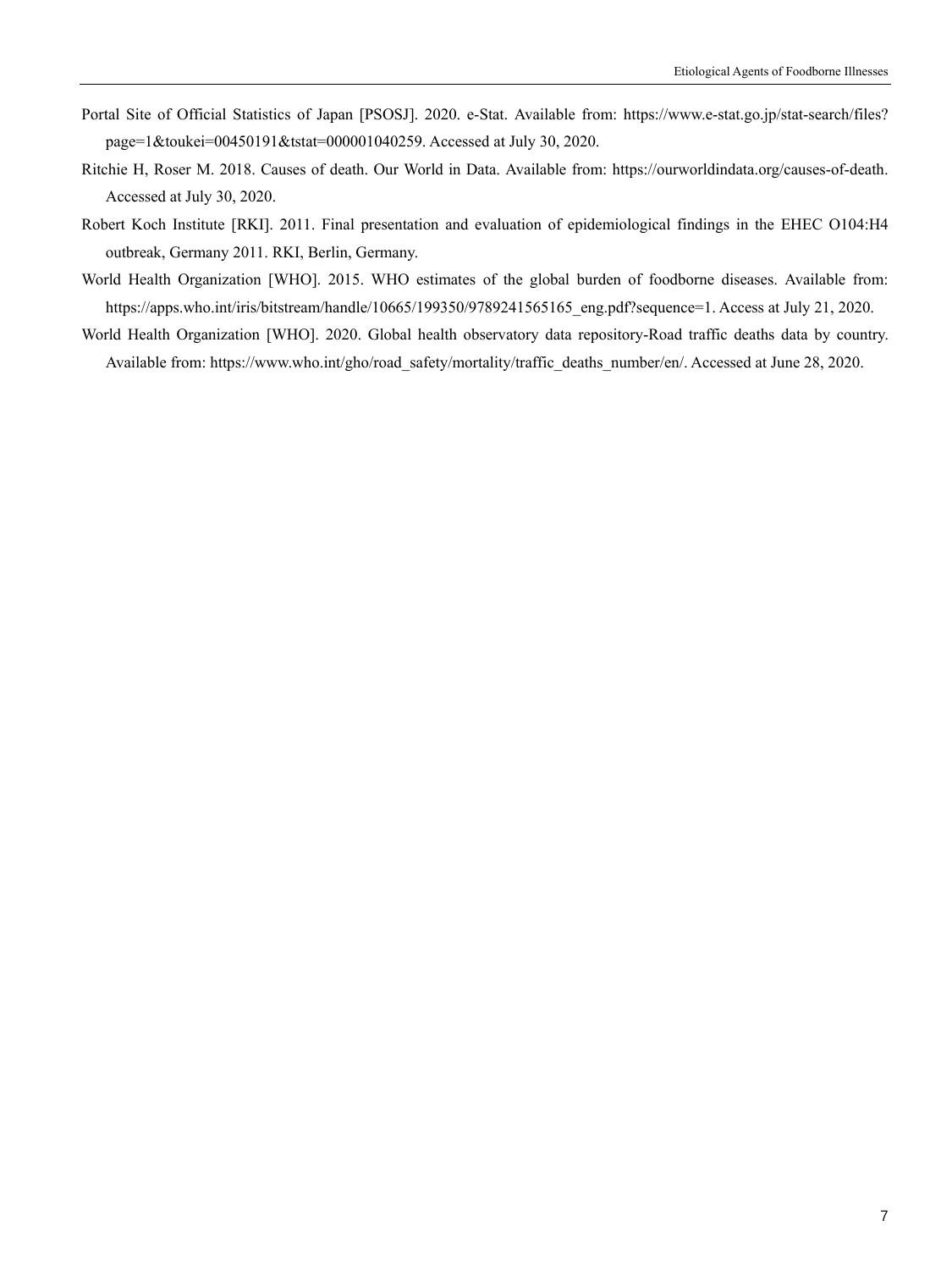Portal Site of Official Statistics of Japan [PSOSJ]. 2020. e-Stat. Available from: https://www.e-stat.go.jp/stat-search/files?page=1&toukei=00450191&tstat=000001040259. Accessed at July 30, 2020.

Ritchie H, Roser M. 2018. Causes of death. Our World in Data. Available from: https://ourworldindata.org/causes-of-death. Accessed at July 30, 2020.

Robert Koch Institute [RKI]. 2011. Final presentation and evaluation of epidemiological findings in the EHEC O104:H4 outbreak, Germany 2011. RKI, Berlin, Germany.

World Health Organization [WHO]. 2015. WHO estimates of the global burden of foodborne diseases. Available from: https://apps.who.int/iris/bitstream/handle/10665/199350/9789241565165_eng.pdf?sequence=1. Access at July 21, 2020.

World Health Organization [WHO]. 2020. Global health observatory data repository-Road traffic deaths data by country. Available from: https://www.who.int/gho/road_safety/mortality/traffic_deaths_number/en/. Accessed at June 28, 2020.